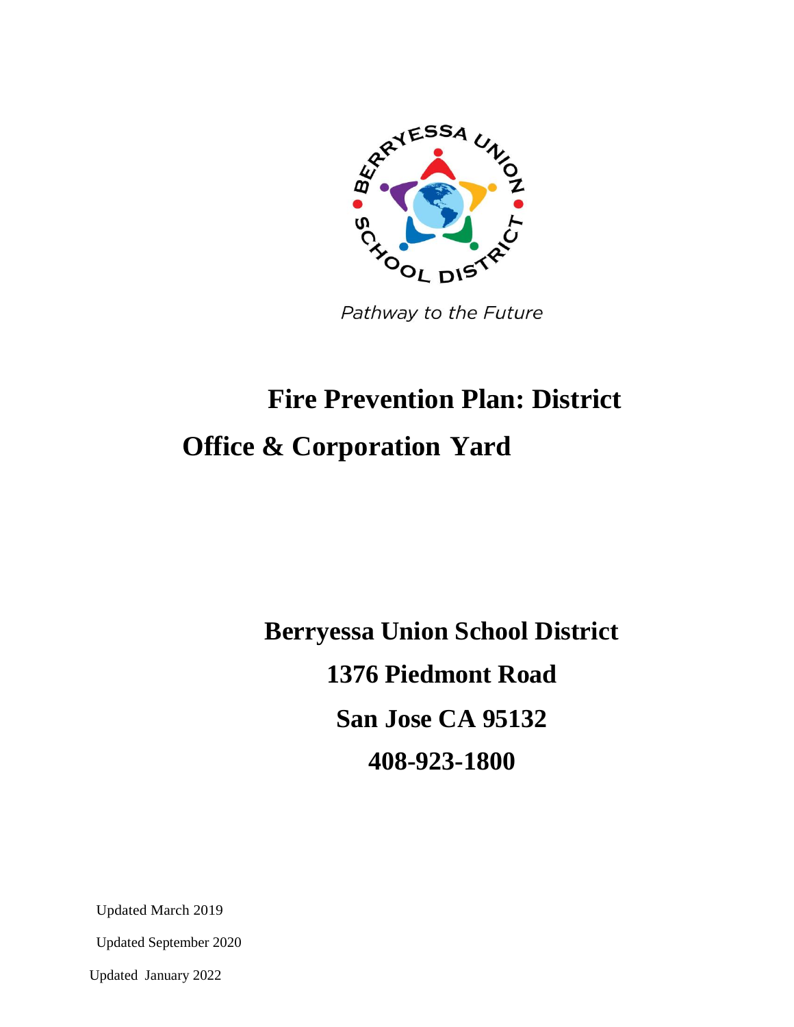BERRYESSA UNION SCHOOL DISTRICT

*Pathway to the Future*

# Fire Prevention Plan: District Office & Corporation Yard

**Berryessa Union School District**

**1376 Piedmont Road**

**San Jose CA 95132**

**408-923-1800**

Updated March 2019

Updated September 2020

Updated January 2022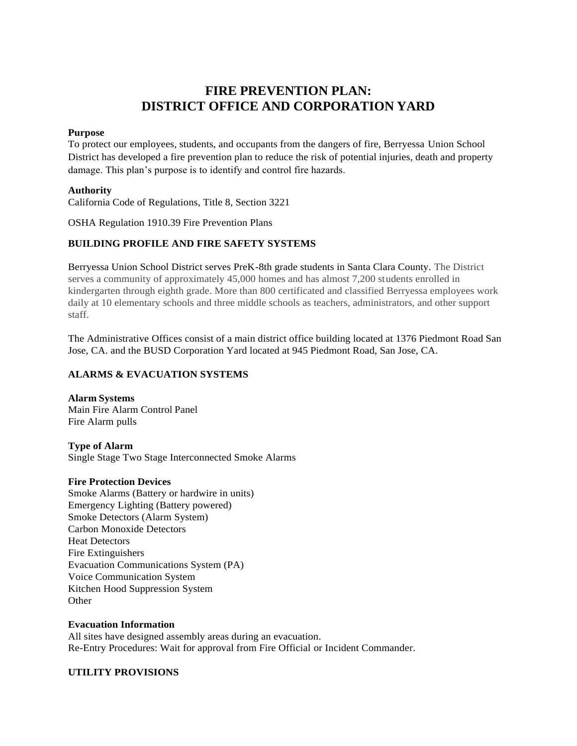# FIRE PREVENTION PLAN: DISTRICT OFFICE AND CORPORATION YARD

**Purpose**
To protect our employees, students, and occupants from the dangers of fire, Berryessa Union School District has developed a fire prevention plan to reduce the risk of potential injuries, death and property damage. This plan's purpose is to identify and control fire hazards.

**Authority**
California Code of Regulations, Title 8, Section 3221

OSHA Regulation 1910.39 Fire Prevention Plans

## BUILDING PROFILE AND FIRE SAFETY SYSTEMS

Berryessa Union School District serves PreK-8th grade students in Santa Clara County. The District serves a community of approximately 45,000 homes and has almost 7,200 students enrolled in kindergarten through eighth grade. More than 800 certificated and classified Berryessa employees work daily at 10 elementary schools and three middle schools as teachers, administrators, and other support staff.

The Administrative Offices consist of a main district office building located at 1376 Piedmont Road San Jose, CA. and the BUSD Corporation Yard located at 945 Piedmont Road, San Jose, CA.

## ALARMS & EVACUATION SYSTEMS

**Alarm Systems**
Main Fire Alarm Control Panel
Fire Alarm pulls

**Type of Alarm**
Single Stage Two Stage Interconnected Smoke Alarms

**Fire Protection Devices**
Smoke Alarms (Battery or hardwire in units)
Emergency Lighting (Battery powered)
Smoke Detectors (Alarm System)
Carbon Monoxide Detectors
Heat Detectors
Fire Extinguishers
Evacuation Communications System (PA)
Voice Communication System
Kitchen Hood Suppression System
Other

**Evacuation Information**
All sites have designed assembly areas during an evacuation.
Re-Entry Procedures: Wait for approval from Fire Official or Incident Commander.

## UTILITY PROVISIONS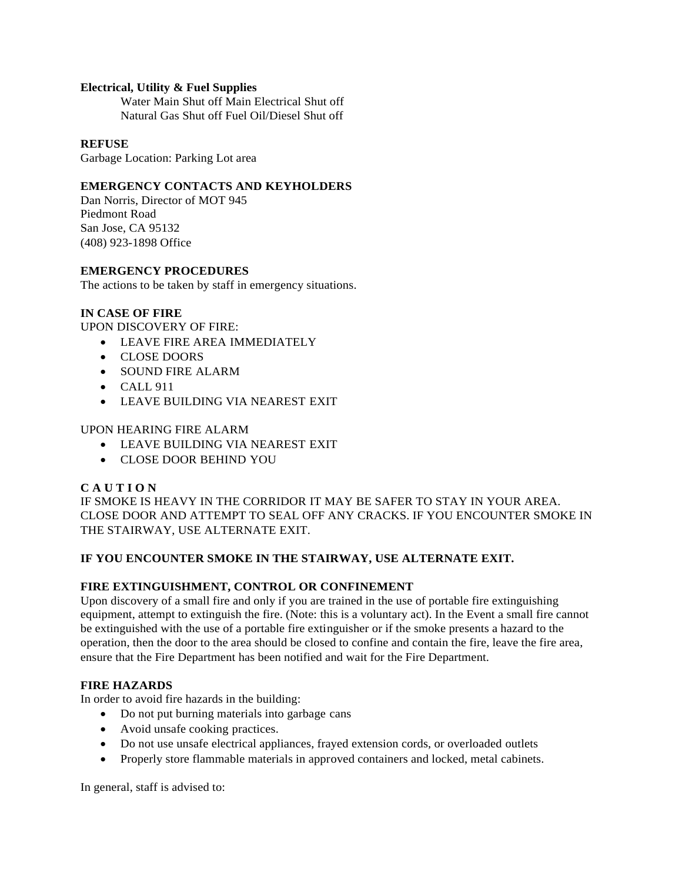**Electrical, Utility & Fuel Supplies**

Water Main Shut off Main Electrical Shut off
Natural Gas Shut off Fuel Oil/Diesel Shut off

**REFUSE**

Garbage Location: Parking Lot area

**EMERGENCY CONTACTS AND KEYHOLDERS**

Dan Norris, Director of MOT 945
Piedmont Road
San Jose, CA 95132
(408) 923-1898 Office

**EMERGENCY PROCEDURES**

The actions to be taken by staff in emergency situations.

**IN CASE OF FIRE**

UPON DISCOVERY OF FIRE:

- LEAVE FIRE AREA IMMEDIATELY
- CLOSE DOORS
- SOUND FIRE ALARM
- CALL 911
- LEAVE BUILDING VIA NEAREST EXIT

UPON HEARING FIRE ALARM

- LEAVE BUILDING VIA NEAREST EXIT
- CLOSE DOOR BEHIND YOU

**C A U T I O N**

IF SMOKE IS HEAVY IN THE CORRIDOR IT MAY BE SAFER TO STAY IN YOUR AREA. CLOSE DOOR AND ATTEMPT TO SEAL OFF ANY CRACKS. IF YOU ENCOUNTER SMOKE IN THE STAIRWAY, USE ALTERNATE EXIT.

**IF YOU ENCOUNTER SMOKE IN THE STAIRWAY, USE ALTERNATE EXIT.**

**FIRE EXTINGUISHMENT, CONTROL OR CONFINEMENT**

Upon discovery of a small fire and only if you are trained in the use of portable fire extinguishing equipment, attempt to extinguish the fire. (Note: this is a voluntary act). In the Event a small fire cannot be extinguished with the use of a portable fire extinguisher or if the smoke presents a hazard to the operation, then the door to the area should be closed to confine and contain the fire, leave the fire area, ensure that the Fire Department has been notified and wait for the Fire Department.

**FIRE HAZARDS**

In order to avoid fire hazards in the building:

- Do not put burning materials into garbage cans
- Avoid unsafe cooking practices.
- Do not use unsafe electrical appliances, frayed extension cords, or overloaded outlets
- Properly store flammable materials in approved containers and locked, metal cabinets.

In general, staff is advised to: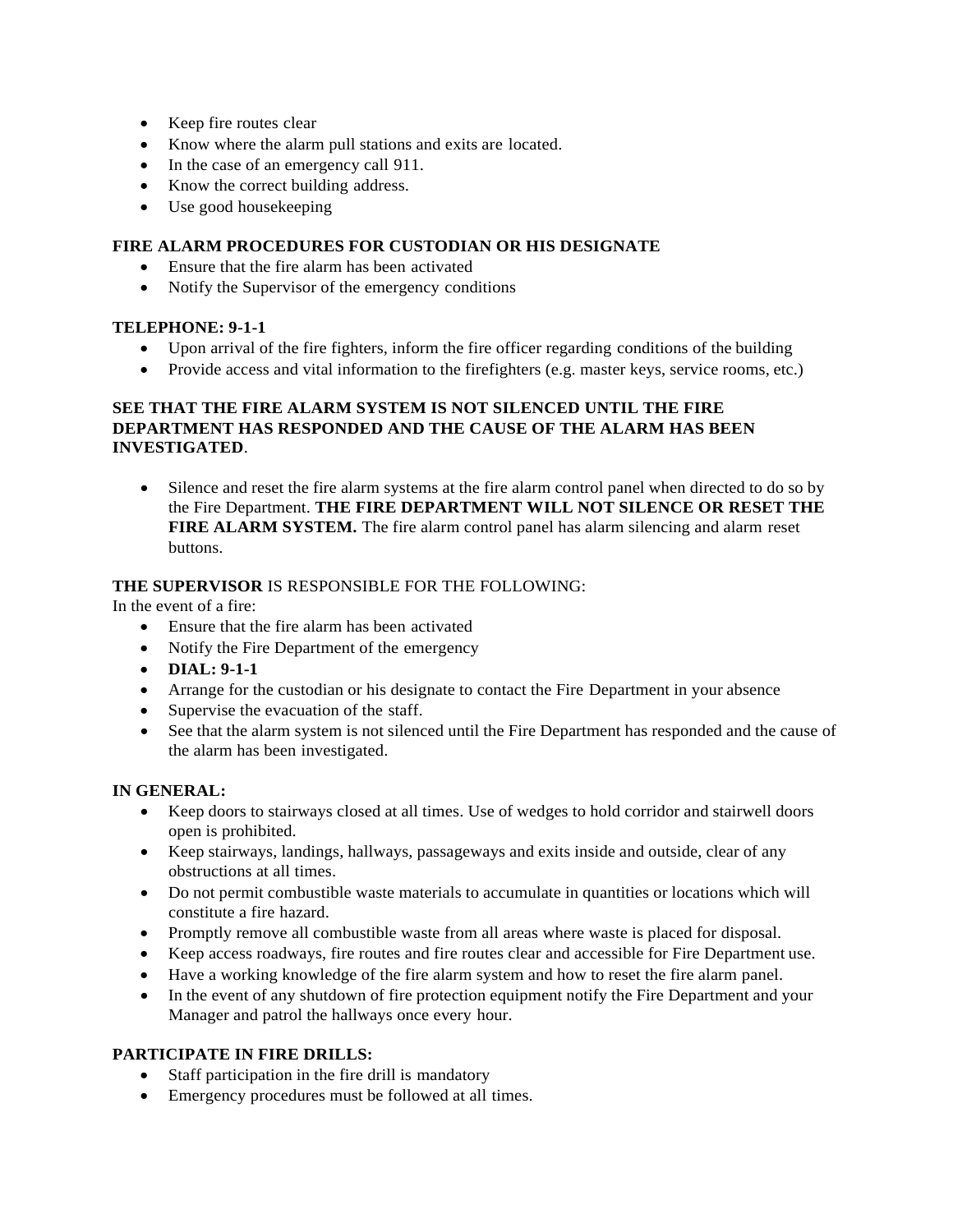- Keep fire routes clear
- Know where the alarm pull stations and exits are located.
- In the case of an emergency call 911.
- Know the correct building address.
- Use good housekeeping

**FIRE ALARM PROCEDURES FOR CUSTODIAN OR HIS DESIGNATE**

- Ensure that the fire alarm has been activated
- Notify the Supervisor of the emergency conditions

**TELEPHONE: 9-1-1**

- Upon arrival of the fire fighters, inform the fire officer regarding conditions of the building
- Provide access and vital information to the firefighters (e.g. master keys, service rooms, etc.)

**SEE THAT THE FIRE ALARM SYSTEM IS NOT SILENCED UNTIL THE FIRE DEPARTMENT HAS RESPONDED AND THE CAUSE OF THE ALARM HAS BEEN INVESTIGATED**.

- Silence and reset the fire alarm systems at the fire alarm control panel when directed to do so by the Fire Department. **THE FIRE DEPARTMENT WILL NOT SILENCE OR RESET THE FIRE ALARM SYSTEM.** The fire alarm control panel has alarm silencing and alarm reset buttons.

**THE SUPERVISOR** IS RESPONSIBLE FOR THE FOLLOWING:

In the event of a fire:

- Ensure that the fire alarm has been activated
- Notify the Fire Department of the emergency
- **DIAL: 9-1-1**
- Arrange for the custodian or his designate to contact the Fire Department in your absence
- Supervise the evacuation of the staff.
- See that the alarm system is not silenced until the Fire Department has responded and the cause of the alarm has been investigated.

**IN GENERAL:**

- Keep doors to stairways closed at all times. Use of wedges to hold corridor and stairwell doors open is prohibited.
- Keep stairways, landings, hallways, passageways and exits inside and outside, clear of any obstructions at all times.
- Do not permit combustible waste materials to accumulate in quantities or locations which will constitute a fire hazard.
- Promptly remove all combustible waste from all areas where waste is placed for disposal.
- Keep access roadways, fire routes and fire routes clear and accessible for Fire Department use.
- Have a working knowledge of the fire alarm system and how to reset the fire alarm panel.
- In the event of any shutdown of fire protection equipment notify the Fire Department and your Manager and patrol the hallways once every hour.

**PARTICIPATE IN FIRE DRILLS:**

- Staff participation in the fire drill is mandatory
- Emergency procedures must be followed at all times.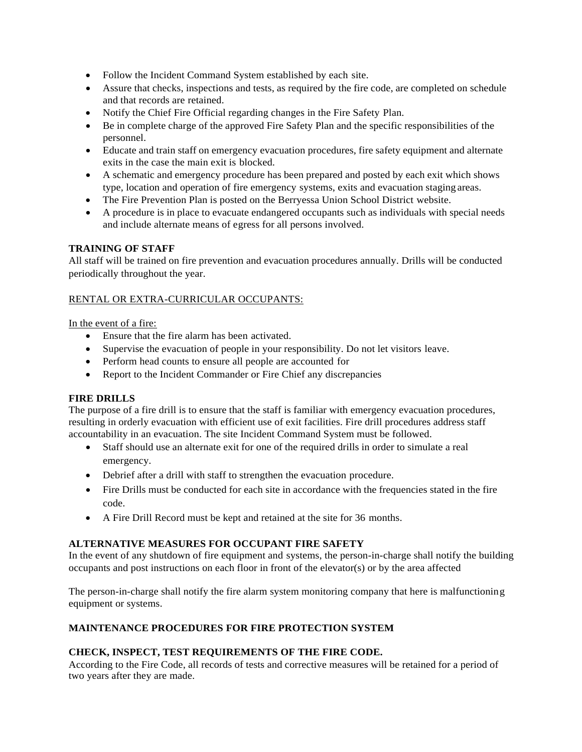- Follow the Incident Command System established by each site.
- Assure that checks, inspections and tests, as required by the fire code, are completed on schedule and that records are retained.
- Notify the Chief Fire Official regarding changes in the Fire Safety Plan.
- Be in complete charge of the approved Fire Safety Plan and the specific responsibilities of the personnel.
- Educate and train staff on emergency evacuation procedures, fire safety equipment and alternate exits in the case the main exit is blocked.
- A schematic and emergency procedure has been prepared and posted by each exit which shows type, location and operation of fire emergency systems, exits and evacuation staging areas.
- The Fire Prevention Plan is posted on the Berryessa Union School District website.
- A procedure is in place to evacuate endangered occupants such as individuals with special needs and include alternate means of egress for all persons involved.

**TRAINING OF STAFF**

All staff will be trained on fire prevention and evacuation procedures annually. Drills will be conducted periodically throughout the year.

RENTAL OR EXTRA-CURRICULAR OCCUPANTS:

In the event of a fire:

- Ensure that the fire alarm has been activated.
- Supervise the evacuation of people in your responsibility. Do not let visitors leave.
- Perform head counts to ensure all people are accounted for
- Report to the Incident Commander or Fire Chief any discrepancies

**FIRE DRILLS**

The purpose of a fire drill is to ensure that the staff is familiar with emergency evacuation procedures, resulting in orderly evacuation with efficient use of exit facilities. Fire drill procedures address staff accountability in an evacuation. The site Incident Command System must be followed.

- Staff should use an alternate exit for one of the required drills in order to simulate a real emergency.
- Debrief after a drill with staff to strengthen the evacuation procedure.
- Fire Drills must be conducted for each site in accordance with the frequencies stated in the fire code.
- A Fire Drill Record must be kept and retained at the site for 36 months.

**ALTERNATIVE MEASURES FOR OCCUPANT FIRE SAFETY**

In the event of any shutdown of fire equipment and systems, the person-in-charge shall notify the building occupants and post instructions on each floor in front of the elevator(s) or by the area affected

The person-in-charge shall notify the fire alarm system monitoring company that here is malfunctioning equipment or systems.

**MAINTENANCE PROCEDURES FOR FIRE PROTECTION SYSTEM**

**CHECK, INSPECT, TEST REQUIREMENTS OF THE FIRE CODE.**

According to the Fire Code, all records of tests and corrective measures will be retained for a period of two years after they are made.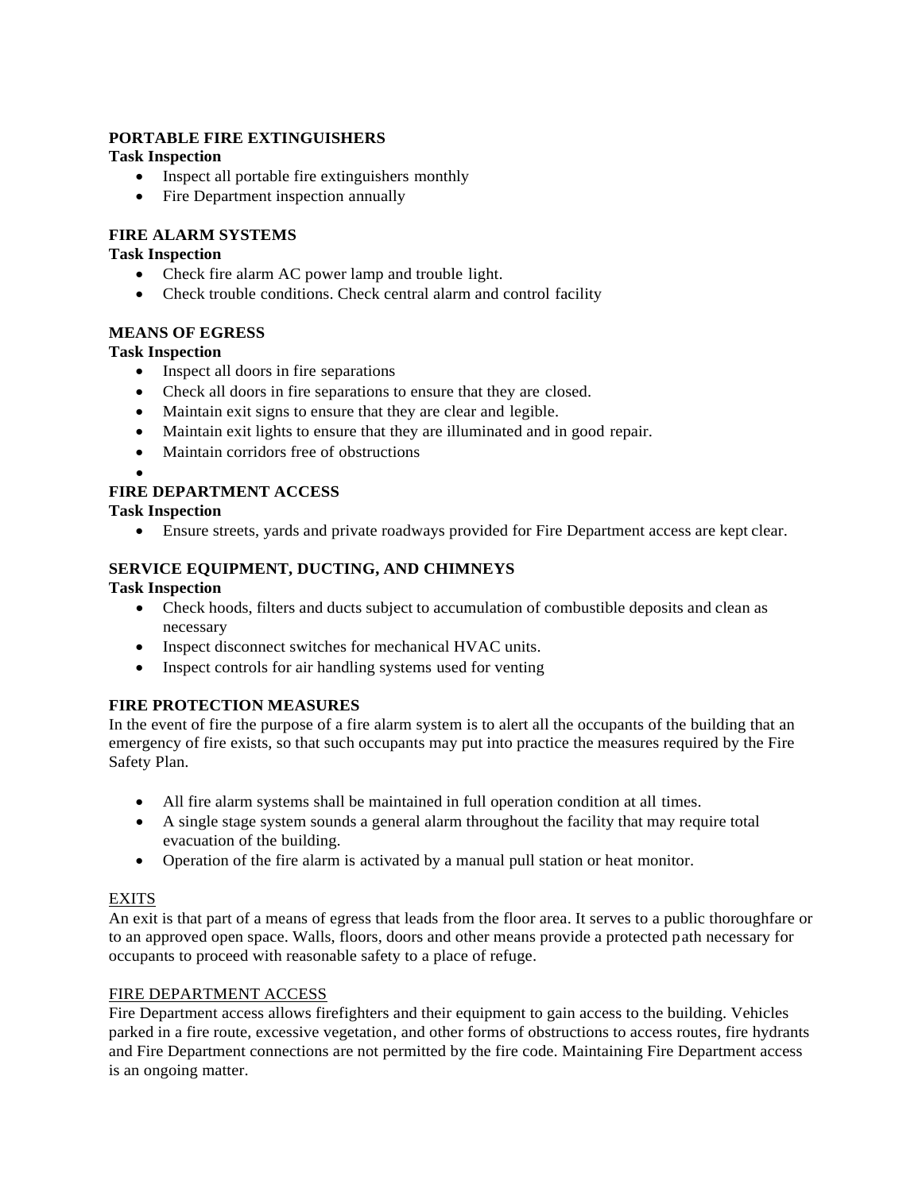## PORTABLE FIRE EXTINGUISHERS

**Task Inspection**

- Inspect all portable fire extinguishers monthly
- Fire Department inspection annually

## FIRE ALARM SYSTEMS

**Task Inspection**

- Check fire alarm AC power lamp and trouble light.
- Check trouble conditions. Check central alarm and control facility

## MEANS OF EGRESS

**Task Inspection**

- Inspect all doors in fire separations
- Check all doors in fire separations to ensure that they are closed.
- Maintain exit signs to ensure that they are clear and legible.
- Maintain exit lights to ensure that they are illuminated and in good repair.
- Maintain corridors free of obstructions

## FIRE DEPARTMENT ACCESS

**Task Inspection**

- Ensure streets, yards and private roadways provided for Fire Department access are kept clear.

## SERVICE EQUIPMENT, DUCTING, AND CHIMNEYS

**Task Inspection**

- Check hoods, filters and ducts subject to accumulation of combustible deposits and clean as necessary
- Inspect disconnect switches for mechanical HVAC units.
- Inspect controls for air handling systems used for venting

## FIRE PROTECTION MEASURES

In the event of fire the purpose of a fire alarm system is to alert all the occupants of the building that an emergency of fire exists, so that such occupants may put into practice the measures required by the Fire Safety Plan.

- All fire alarm systems shall be maintained in full operation condition at all times.
- A single stage system sounds a general alarm throughout the facility that may require total evacuation of the building.
- Operation of the fire alarm is activated by a manual pull station or heat monitor.

### EXITS

An exit is that part of a means of egress that leads from the floor area. It serves to a public thoroughfare or to an approved open space. Walls, floors, doors and other means provide a protected path necessary for occupants to proceed with reasonable safety to a place of refuge.

### FIRE DEPARTMENT ACCESS

Fire Department access allows firefighters and their equipment to gain access to the building. Vehicles parked in a fire route, excessive vegetation, and other forms of obstructions to access routes, fire hydrants and Fire Department connections are not permitted by the fire code. Maintaining Fire Department access is an ongoing matter.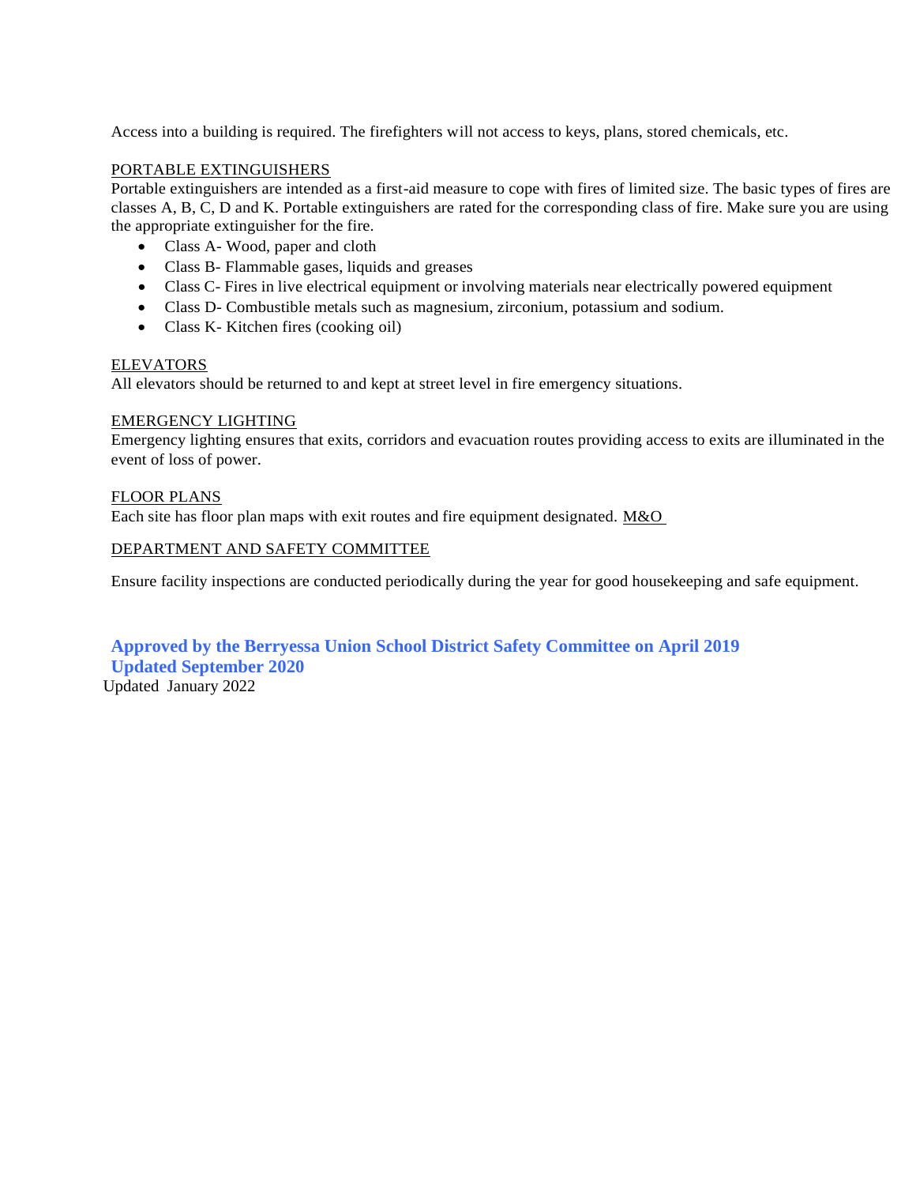Access into a building is required. The firefighters will not access to keys, plans, stored chemicals, etc.

PORTABLE EXTINGUISHERS

Portable extinguishers are intended as a first-aid measure to cope with fires of limited size. The basic types of fires are classes A, B, C, D and K. Portable extinguishers are rated for the corresponding class of fire. Make sure you are using the appropriate extinguisher for the fire.

- Class A- Wood, paper and cloth
- Class B- Flammable gases, liquids and greases
- Class C- Fires in live electrical equipment or involving materials near electrically powered equipment
- Class D- Combustible metals such as magnesium, zirconium, potassium and sodium.
- Class K- Kitchen fires (cooking oil)

ELEVATORS

All elevators should be returned to and kept at street level in fire emergency situations.

EMERGENCY LIGHTING

Emergency lighting ensures that exits, corridors and evacuation routes providing access to exits are illuminated in the event of loss of power.

FLOOR PLANS

Each site has floor plan maps with exit routes and fire equipment designated. M&O

DEPARTMENT AND SAFETY COMMITTEE

Ensure facility inspections are conducted periodically during the year for good housekeeping and safe equipment.

**Approved by the Berryessa Union School District Safety Committee on April 2019**
**Updated September 2020**
Updated January 2022